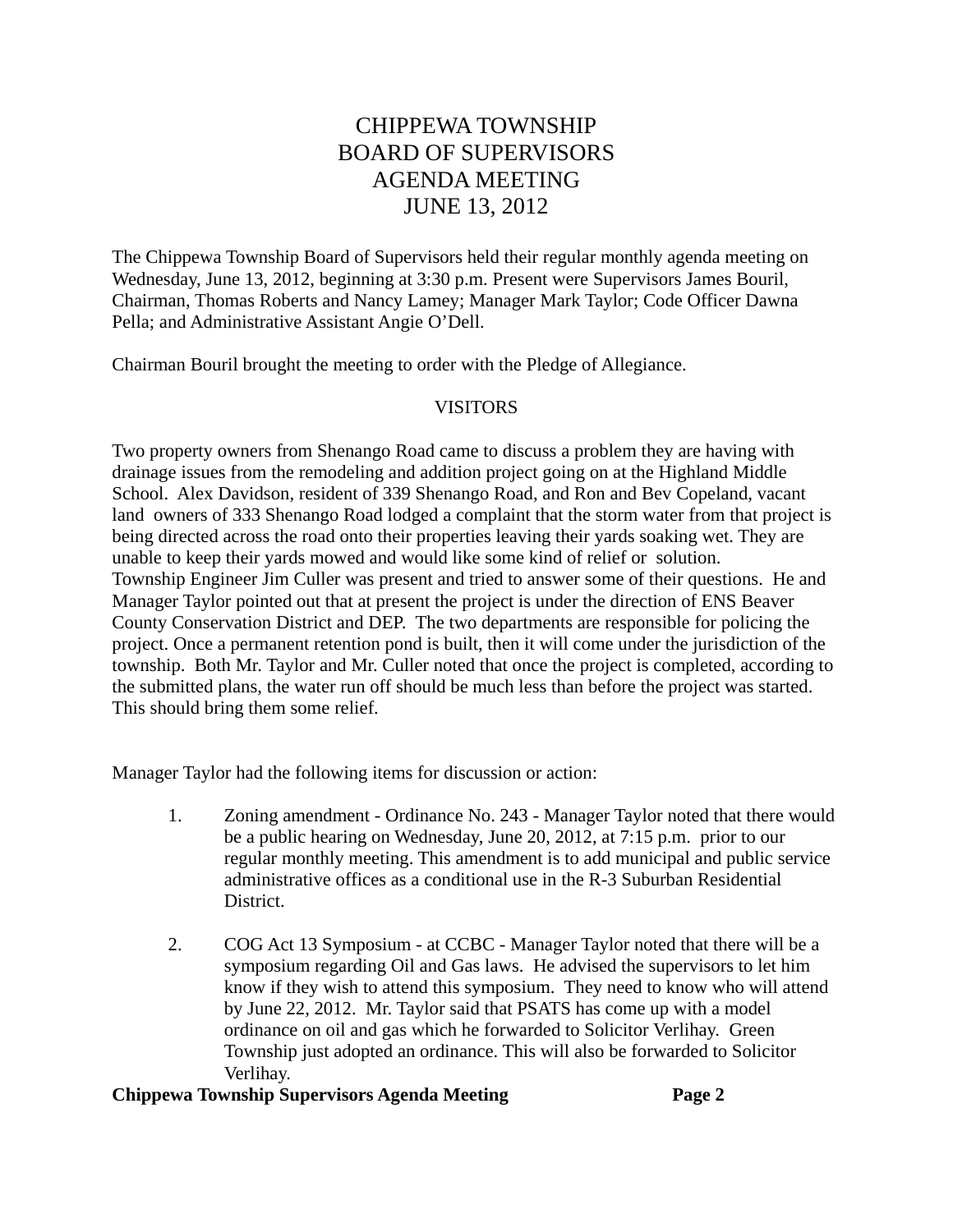# CHIPPEWA TOWNSHIP
# BOARD OF SUPERVISORS
# AGENDA MEETING
# JUNE 13, 2012

The Chippewa Township Board of Supervisors held their regular monthly agenda meeting on Wednesday, June 13, 2012, beginning at 3:30 p.m. Present were Supervisors James Bouril, Chairman, Thomas Roberts and Nancy Lamey; Manager Mark Taylor; Code Officer Dawna Pella; and Administrative Assistant Angie O'Dell.

Chairman Bouril brought the meeting to order with the Pledge of Allegiance.

## VISITORS

Two property owners from Shenango Road came to discuss a problem they are having with drainage issues from the remodeling and addition project going on at the Highland Middle School. Alex Davidson, resident of 339 Shenango Road, and Ron and Bev Copeland, vacant land owners of 333 Shenango Road lodged a complaint that the storm water from that project is being directed across the road onto their properties leaving their yards soaking wet. They are unable to keep their yards mowed and would like some kind of relief or solution. Township Engineer Jim Culler was present and tried to answer some of their questions. He and Manager Taylor pointed out that at present the project is under the direction of ENS Beaver County Conservation District and DEP. The two departments are responsible for policing the project. Once a permanent retention pond is built, then it will come under the jurisdiction of the township. Both Mr. Taylor and Mr. Culler noted that once the project is completed, according to the submitted plans, the water run off should be much less than before the project was started. This should bring them some relief.

Manager Taylor had the following items for discussion or action:

1. Zoning amendment - Ordinance No. 243 - Manager Taylor noted that there would be a public hearing on Wednesday, June 20, 2012, at 7:15 p.m. prior to our regular monthly meeting. This amendment is to add municipal and public service administrative offices as a conditional use in the R-3 Suburban Residential District.

2. COG Act 13 Symposium - at CCBC - Manager Taylor noted that there will be a symposium regarding Oil and Gas laws. He advised the supervisors to let him know if they wish to attend this symposium. They need to know who will attend by June 22, 2012. Mr. Taylor said that PSATS has come up with a model ordinance on oil and gas which he forwarded to Solicitor Verlihay. Green Township just adopted an ordinance. This will also be forwarded to Solicitor Verlihay.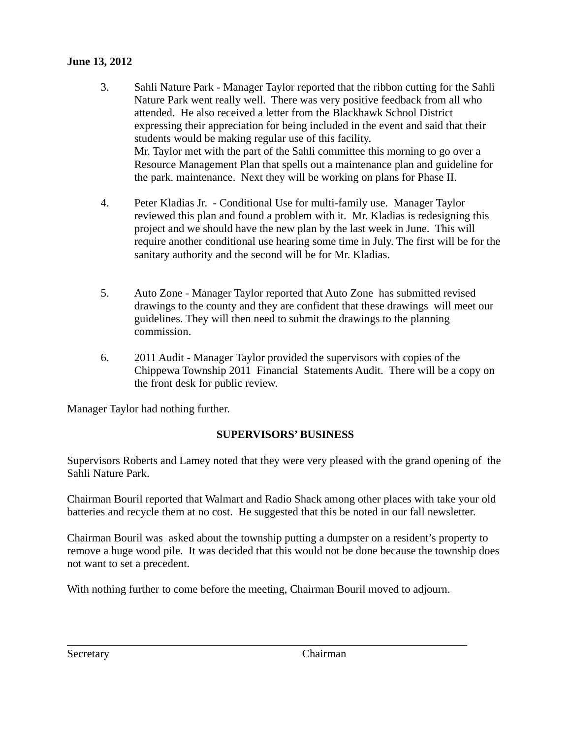**June 13, 2012**

3. Sahli Nature Park - Manager Taylor reported that the ribbon cutting for the Sahli Nature Park went really well. There was very positive feedback from all who attended. He also received a letter from the Blackhawk School District expressing their appreciation for being included in the event and said that their students would be making regular use of this facility.
   Mr. Taylor met with the part of the Sahli committee this morning to go over a Resource Management Plan that spells out a maintenance plan and guideline for the park. maintenance. Next they will be working on plans for Phase II.

4. Peter Kladias Jr. - Conditional Use for multi-family use. Manager Taylor reviewed this plan and found a problem with it. Mr. Kladias is redesigning this project and we should have the new plan by the last week in June. This will require another conditional use hearing some time in July. The first will be for the sanitary authority and the second will be for Mr. Kladias.

5. Auto Zone - Manager Taylor reported that Auto Zone has submitted revised drawings to the county and they are confident that these drawings will meet our guidelines. They will then need to submit the drawings to the planning commission.

6. 2011 Audit - Manager Taylor provided the supervisors with copies of the Chippewa Township 2011 Financial Statements Audit. There will be a copy on the front desk for public review.

Manager Taylor had nothing further.

**SUPERVISORS' BUSINESS**

Supervisors Roberts and Lamey noted that they were very pleased with the grand opening of the Sahli Nature Park.

Chairman Bouril reported that Walmart and Radio Shack among other places with take your old batteries and recycle them at no cost. He suggested that this be noted in our fall newsletter.

Chairman Bouril was asked about the township putting a dumpster on a resident's property to remove a huge wood pile. It was decided that this would not be done because the township does not want to set a precedent.

With nothing further to come before the meeting, Chairman Bouril moved to adjourn.

Secretary Chairman